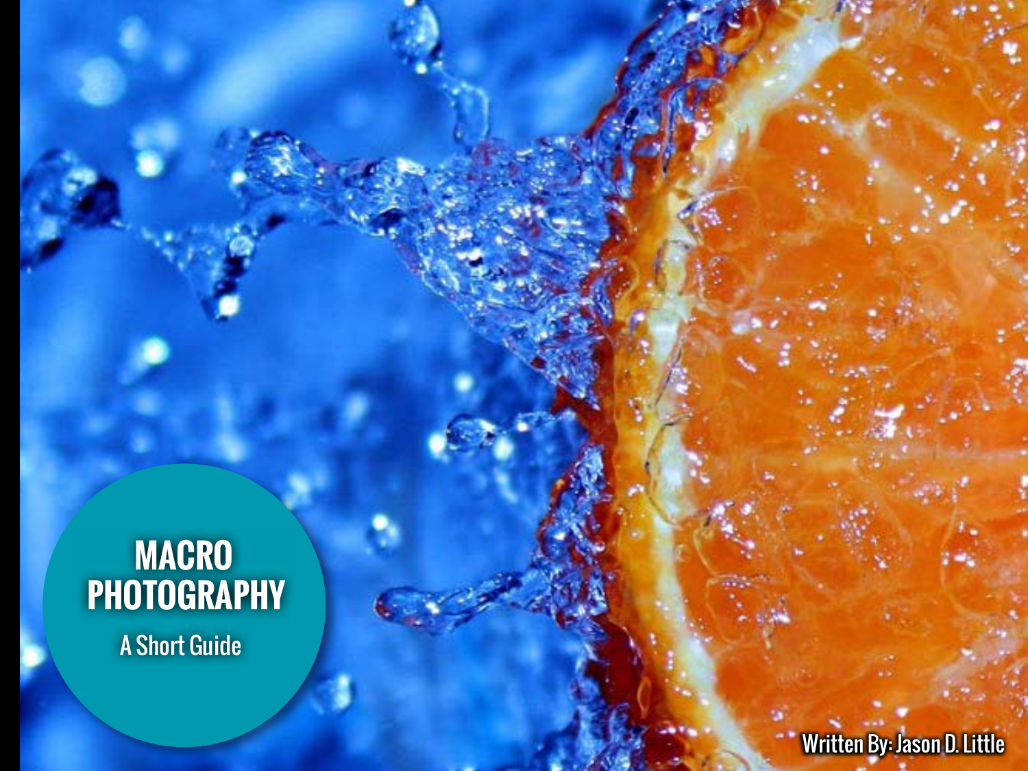# MACRO PHOTOGRAPHY

A Short Guide

Written By: Jason D. Little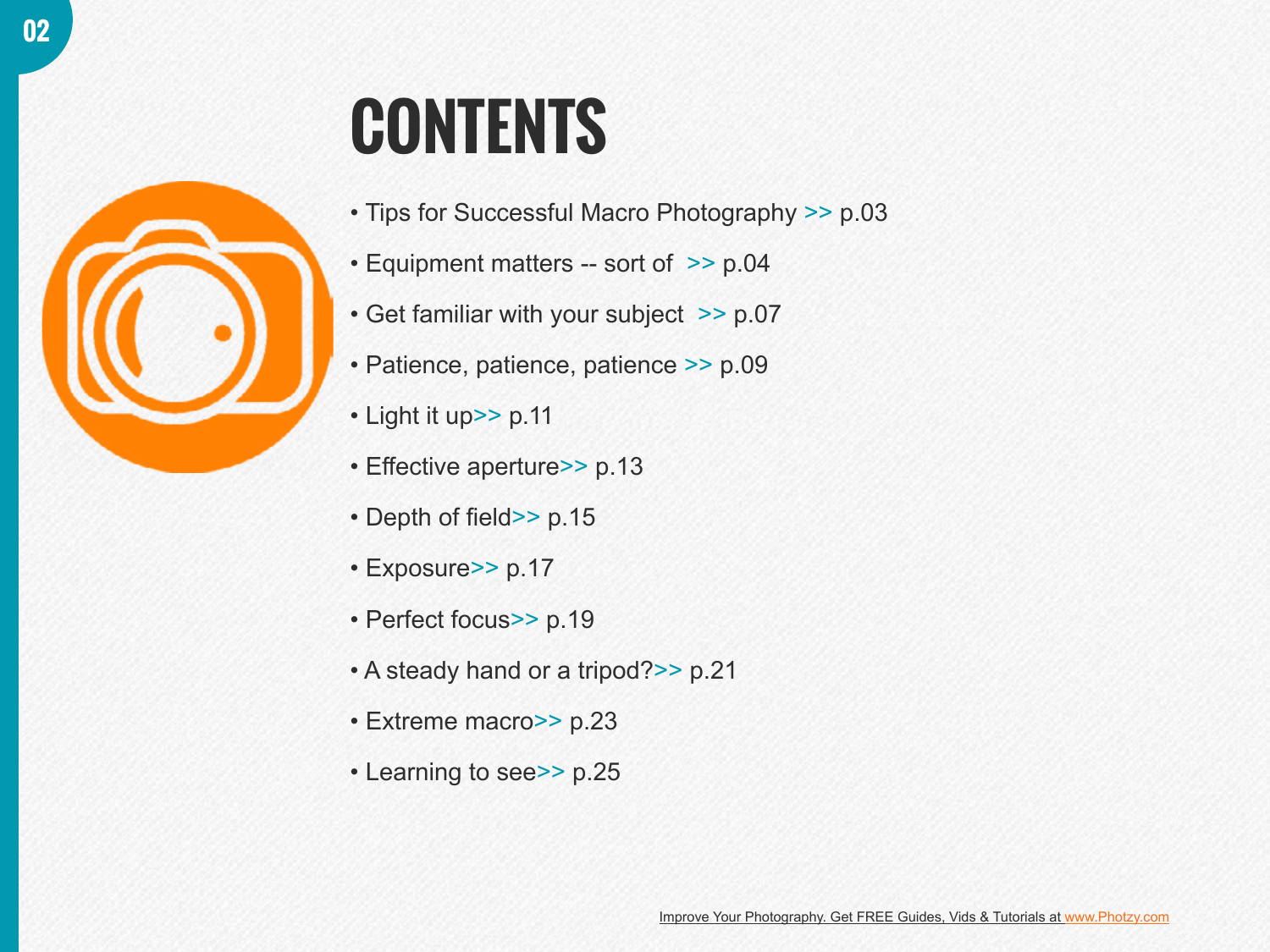# CONTENTS

- Tips for Successful Macro Photography >> p.03
- Equipment matters -- sort of >> p.04
- Get familiar with your subject >> p.07
- Patience, patience, patience >> p.09
- Light it up>> p.11
- Effective aperture>> p.13
- Depth of field>> p.15
- Exposure>> p.17
- Perfect focus>> p.19
- A steady hand or a tripod?>> p.21
- Extreme macro>> p.23
- Learning to see>> p.25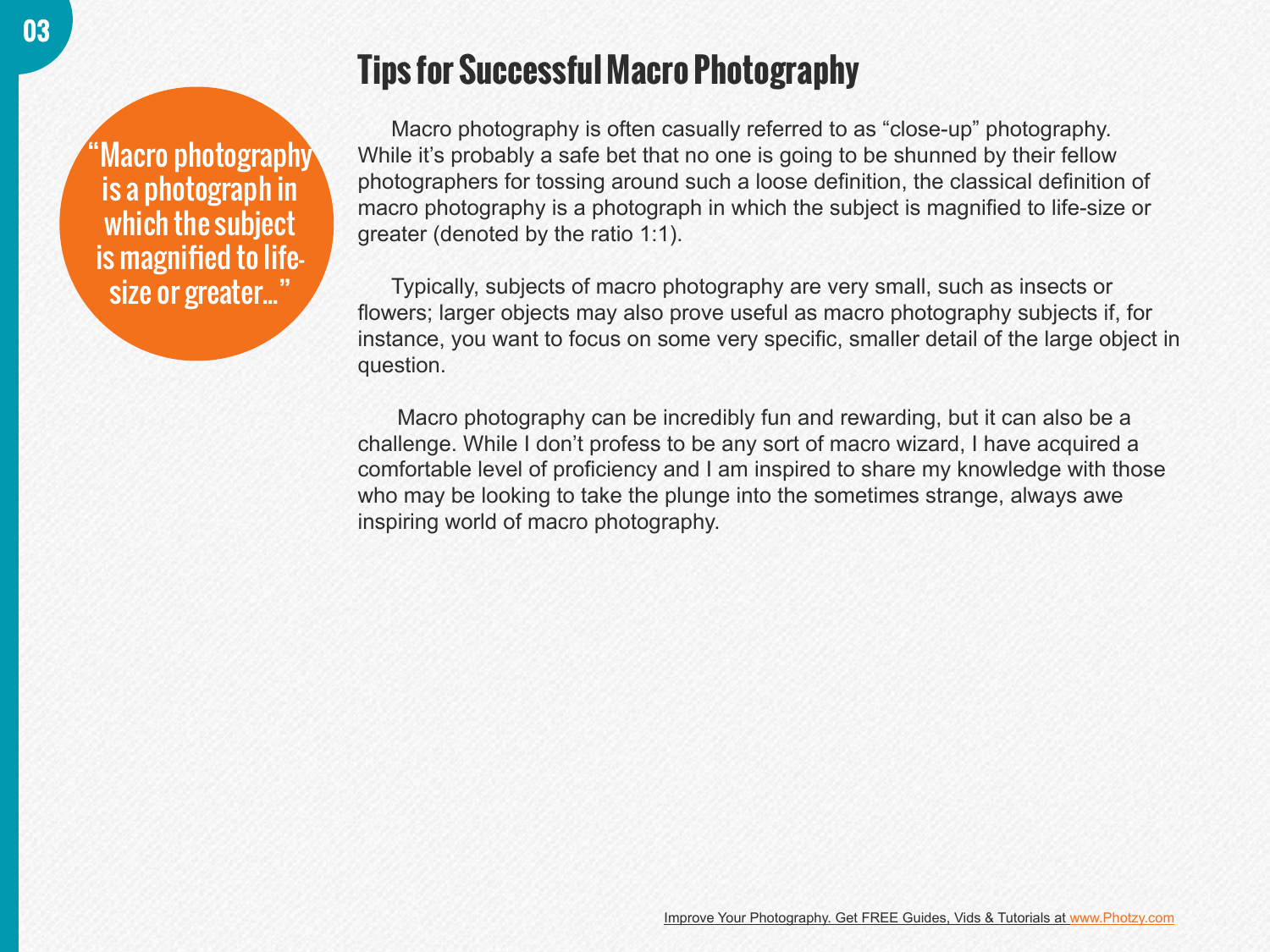# Tips for Successful Macro Photography

> "Macro photography is a photograph in which the subject is magnified to life-size or greater..."

Macro photography is often casually referred to as "close-up" photography. While it's probably a safe bet that no one is going to be shunned by their fellow photographers for tossing around such a loose definition, the classical definition of macro photography is a photograph in which the subject is magnified to life-size or greater (denoted by the ratio 1:1).

Typically, subjects of macro photography are very small, such as insects or flowers; larger objects may also prove useful as macro photography subjects if, for instance, you want to focus on some very specific, smaller detail of the large object in question.

Macro photography can be incredibly fun and rewarding, but it can also be a challenge. While I don't profess to be any sort of macro wizard, I have acquired a comfortable level of proficiency and I am inspired to share my knowledge with those who may be looking to take the plunge into the sometimes strange, always awe inspiring world of macro photography.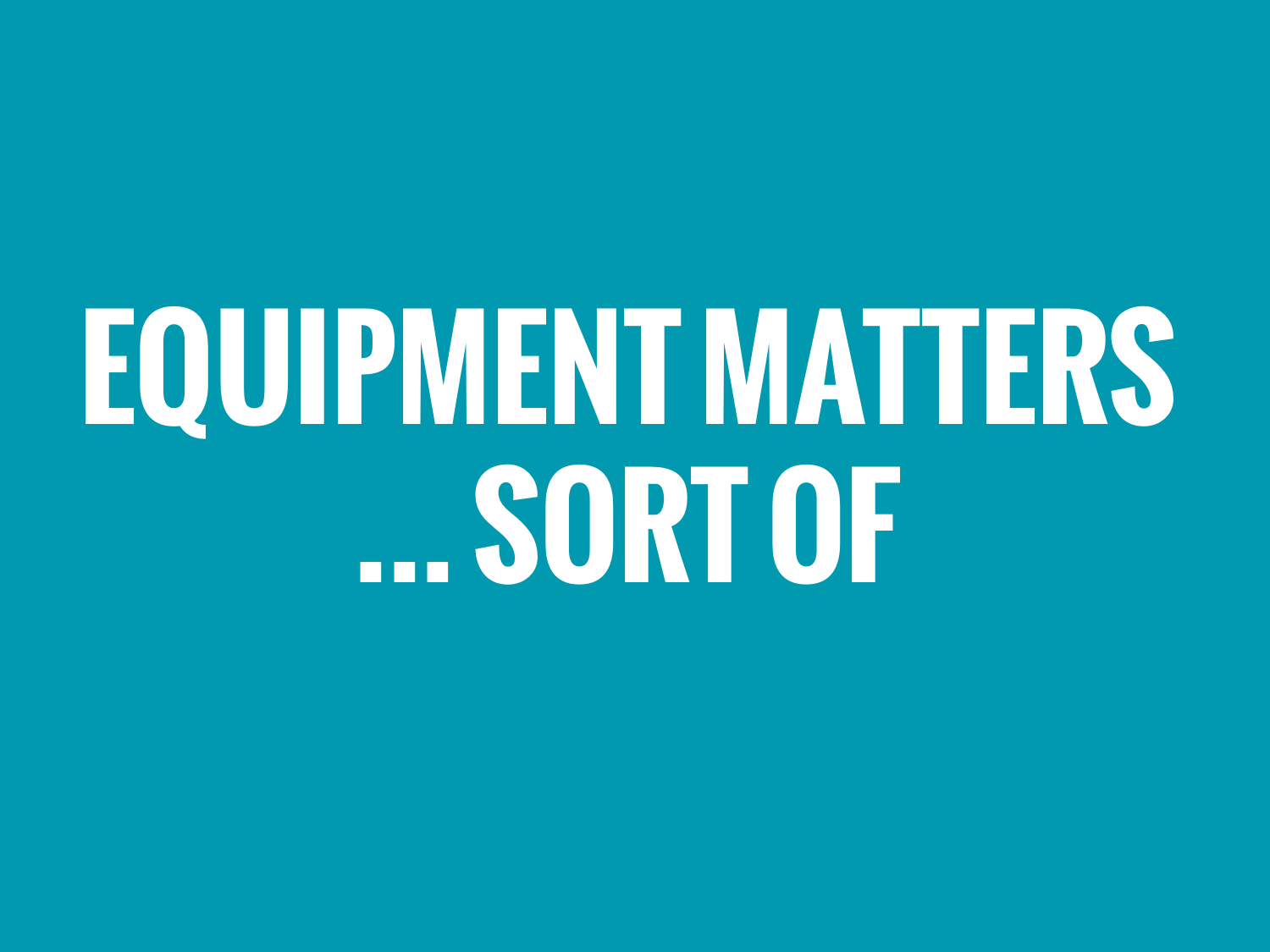# EQUIPMENT MATTERS ...SORT OF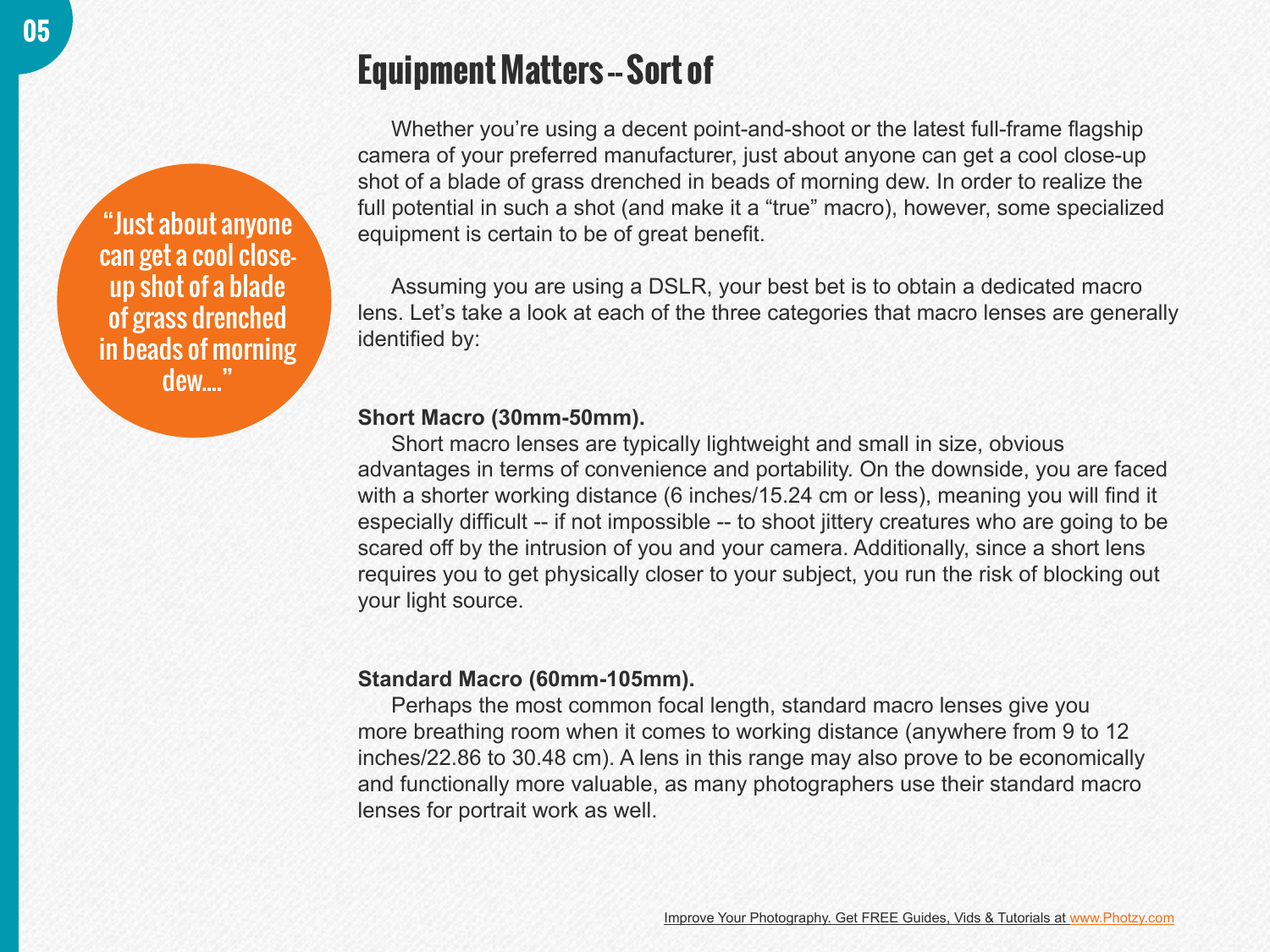# Equipment Matters -- Sort of

"Just about anyone can get a cool close-up shot of a blade of grass drenched in beads of morning dew...."

Whether you're using a decent point-and-shoot or the latest full-frame flagship camera of your preferred manufacturer, just about anyone can get a cool close-up shot of a blade of grass drenched in beads of morning dew. In order to realize the full potential in such a shot (and make it a "true" macro), however, some specialized equipment is certain to be of great benefit.

Assuming you are using a DSLR, your best bet is to obtain a dedicated macro lens. Let's take a look at each of the three categories that macro lenses are generally identified by:

**Short Macro (30mm-50mm).**

Short macro lenses are typically lightweight and small in size, obvious advantages in terms of convenience and portability. On the downside, you are faced with a shorter working distance (6 inches/15.24 cm or less), meaning you will find it especially difficult -- if not impossible -- to shoot jittery creatures who are going to be scared off by the intrusion of you and your camera. Additionally, since a short lens requires you to get physically closer to your subject, you run the risk of blocking out your light source.

**Standard Macro (60mm-105mm).**

Perhaps the most common focal length, standard macro lenses give you more breathing room when it comes to working distance (anywhere from 9 to 12 inches/22.86 to 30.48 cm). A lens in this range may also prove to be economically and functionally more valuable, as many photographers use their standard macro lenses for portrait work as well.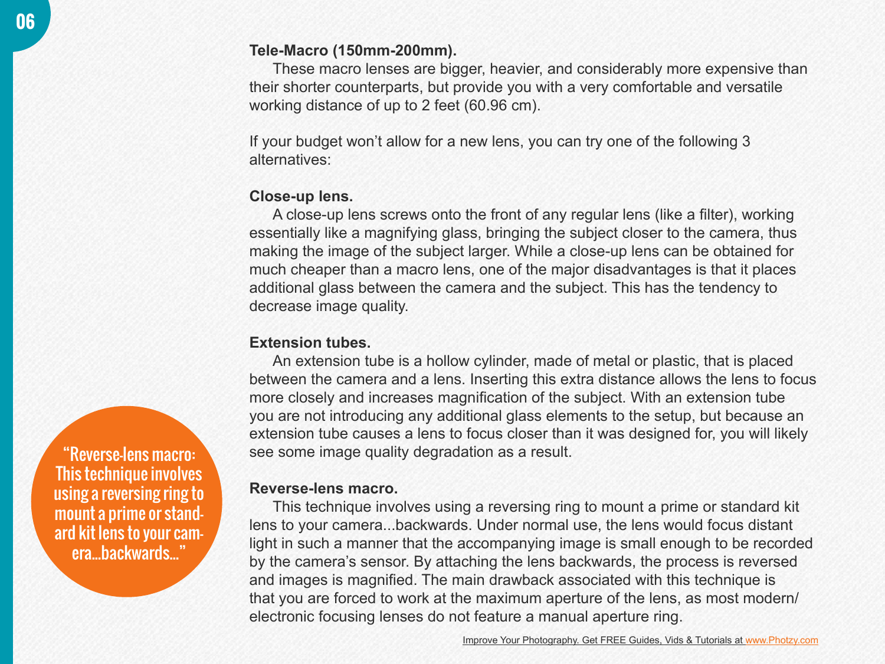**Tele-Macro (150mm-200mm).**

These macro lenses are bigger, heavier, and considerably more expensive than their shorter counterparts, but provide you with a very comfortable and versatile working distance of up to 2 feet (60.96 cm).

If your budget won't allow for a new lens, you can try one of the following 3 alternatives:

**Close-up lens.**

A close-up lens screws onto the front of any regular lens (like a filter), working essentially like a magnifying glass, bringing the subject closer to the camera, thus making the image of the subject larger. While a close-up lens can be obtained for much cheaper than a macro lens, one of the major disadvantages is that it places additional glass between the camera and the subject. This has the tendency to decrease image quality.

**Extension tubes.**

An extension tube is a hollow cylinder, made of metal or plastic, that is placed between the camera and a lens. Inserting this extra distance allows the lens to focus more closely and increases magnification of the subject. With an extension tube you are not introducing any additional glass elements to the setup, but because an extension tube causes a lens to focus closer than it was designed for, you will likely see some image quality degradation as a result.

**Reverse-lens macro.**

This technique involves using a reversing ring to mount a prime or standard kit lens to your camera...backwards. Under normal use, the lens would focus distant light in such a manner that the accompanying image is small enough to be recorded by the camera's sensor. By attaching the lens backwards, the process is reversed and images is magnified. The main drawback associated with this technique is that you are forced to work at the maximum aperture of the lens, as most modern/electronic focusing lenses do not feature a manual aperture ring.

"Reverse-lens macro: This technique involves using a reversing ring to mount a prime or standard kit lens to your camera...backwards..."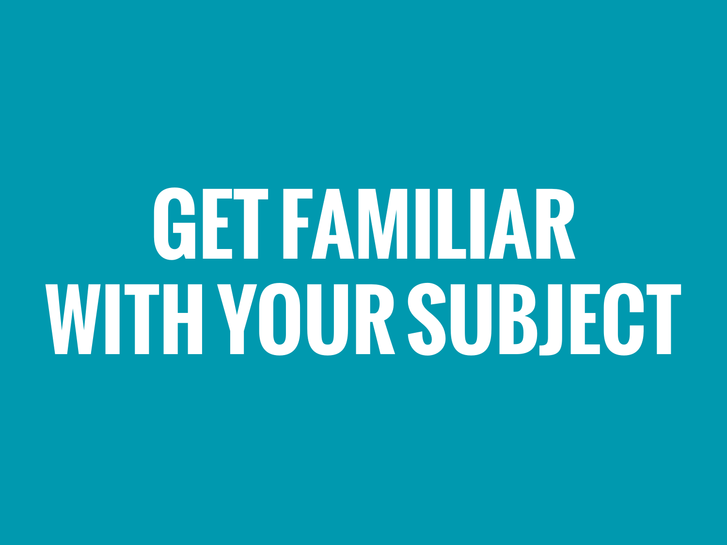# GET FAMILIAR WITH YOUR SUBJECT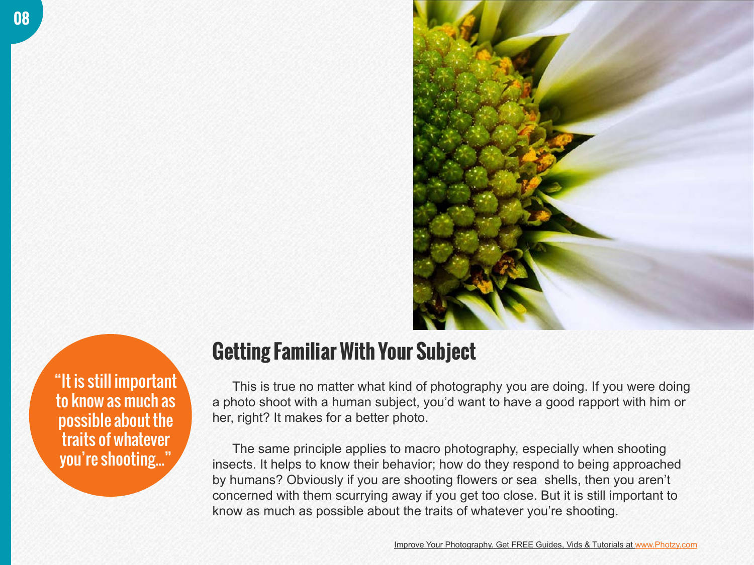“It is still important to know as much as possible about the traits of whatever you’re shooting...”

## Getting Familiar With Your Subject

This is true no matter what kind of photography you are doing. If you were doing a photo shoot with a human subject, you’d want to have a good rapport with him or her, right? It makes for a better photo.

The same principle applies to macro photography, especially when shooting insects. It helps to know their behavior; how do they respond to being approached by humans? Obviously if you are shooting flowers or sea shells, then you aren’t concerned with them scurrying away if you get too close. But it is still important to know as much as possible about the traits of whatever you’re shooting.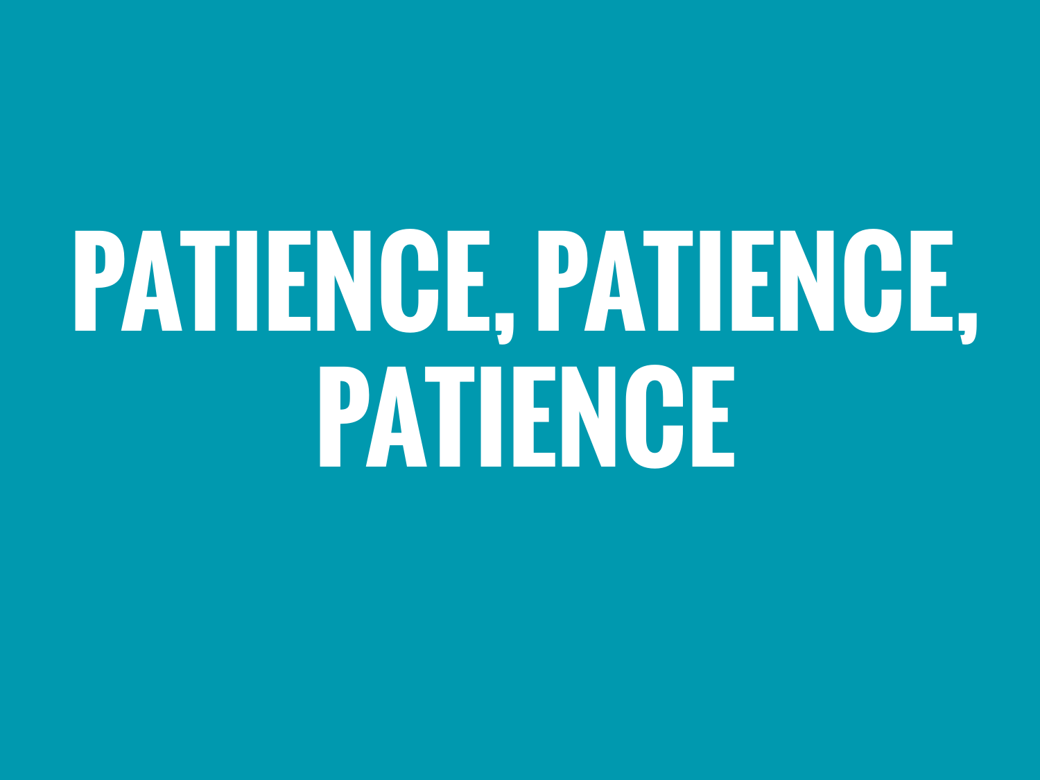# PATIENCE, PATIENCE, PATIENCE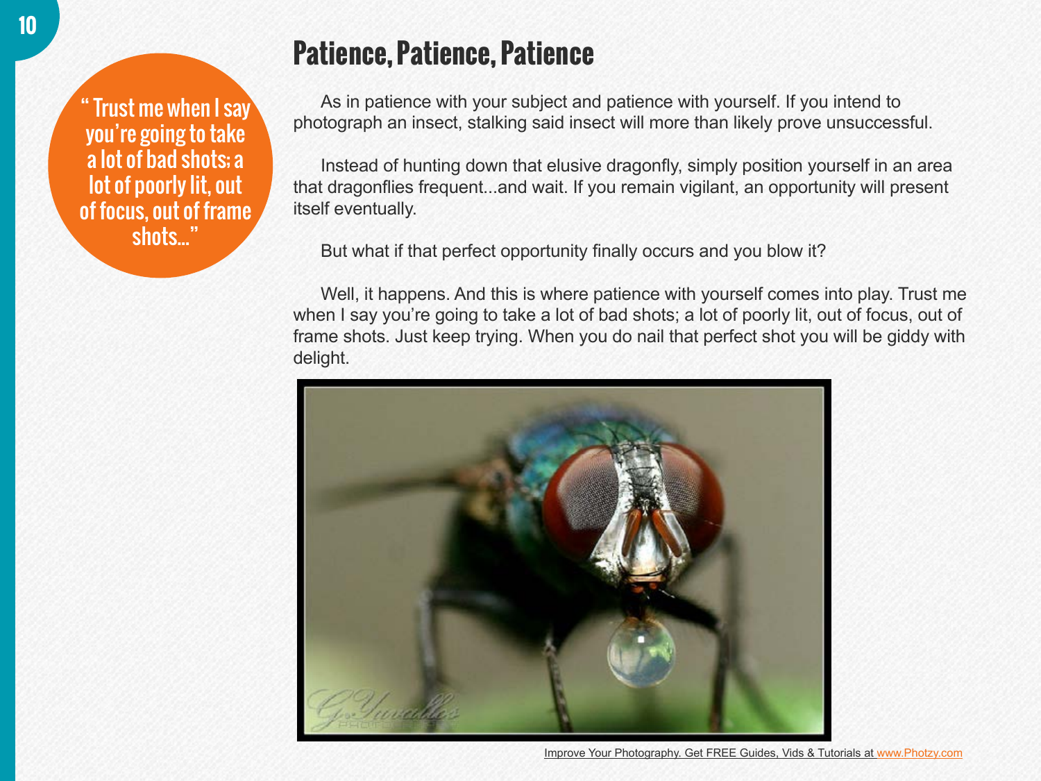> " Trust me when I say you're going to take a lot of bad shots; a lot of poorly lit, out of focus, out of frame shots..."

## Patience, Patience, Patience

As in patience with your subject and patience with yourself. If you intend to photograph an insect, stalking said insect will more than likely prove unsuccessful.

Instead of hunting down that elusive dragonfly, simply position yourself in an area that dragonflies frequent...and wait. If you remain vigilant, an opportunity will present itself eventually.

But what if that perfect opportunity finally occurs and you blow it?

Well, it happens. And this is where patience with yourself comes into play. Trust me when I say you're going to take a lot of bad shots; a lot of poorly lit, out of focus, out of frame shots. Just keep trying. When you do nail that perfect shot you will be giddy with delight.

Improve Your Photography. Get FREE Guides, Vids & Tutorials at www.Photzy.com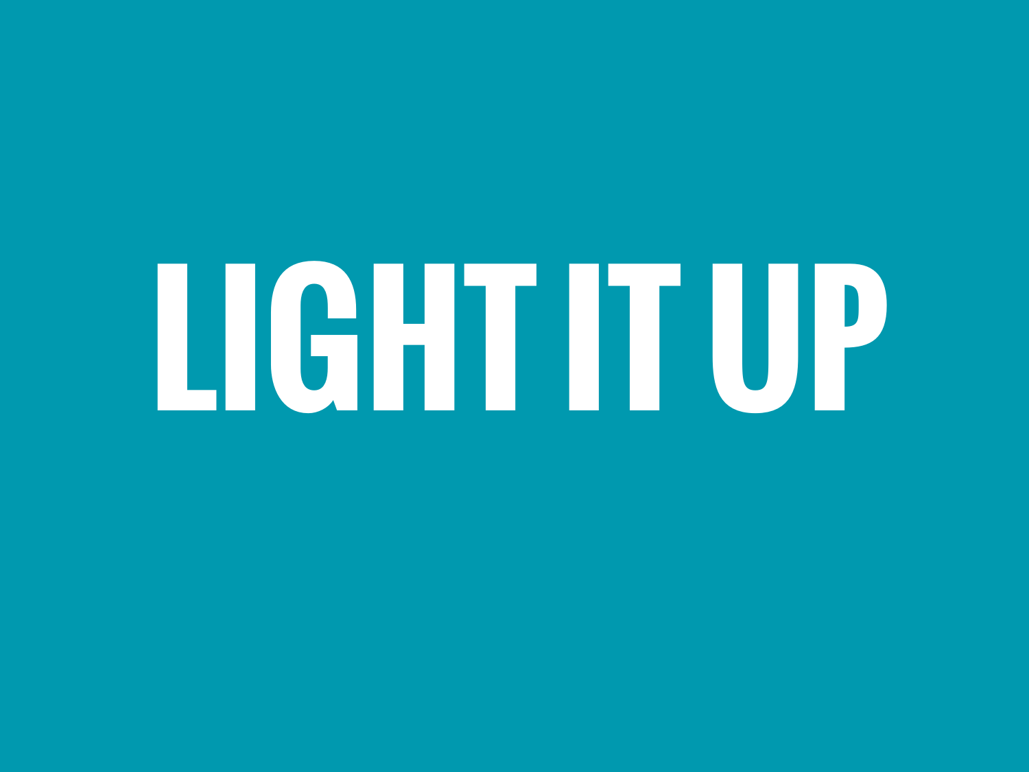# LIGHT IT UP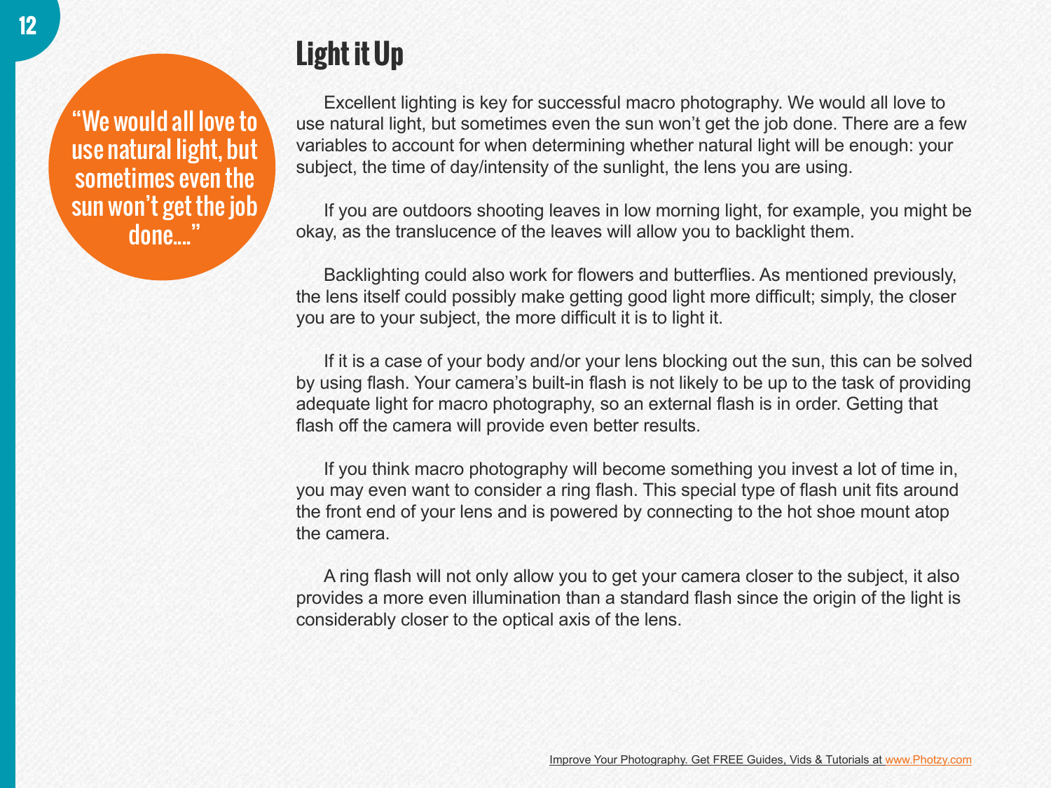# Light it Up

> "We would all love to use natural light, but sometimes even the sun won't get the job done...."

Excellent lighting is key for successful macro photography. We would all love to use natural light, but sometimes even the sun won't get the job done. There are a few variables to account for when determining whether natural light will be enough: your subject, the time of day/intensity of the sunlight, the lens you are using.

If you are outdoors shooting leaves in low morning light, for example, you might be okay, as the translucence of the leaves will allow you to backlight them.

Backlighting could also work for flowers and butterflies. As mentioned previously, the lens itself could possibly make getting good light more difficult; simply, the closer you are to your subject, the more difficult it is to light it.

If it is a case of your body and/or your lens blocking out the sun, this can be solved by using flash. Your camera's built-in flash is not likely to be up to the task of providing adequate light for macro photography, so an external flash is in order. Getting that flash off the camera will provide even better results.

If you think macro photography will become something you invest a lot of time in, you may even want to consider a ring flash. This special type of flash unit fits around the front end of your lens and is powered by connecting to the hot shoe mount atop the camera.

A ring flash will not only allow you to get your camera closer to the subject, it also provides a more even illumination than a standard flash since the origin of the light is considerably closer to the optical axis of the lens.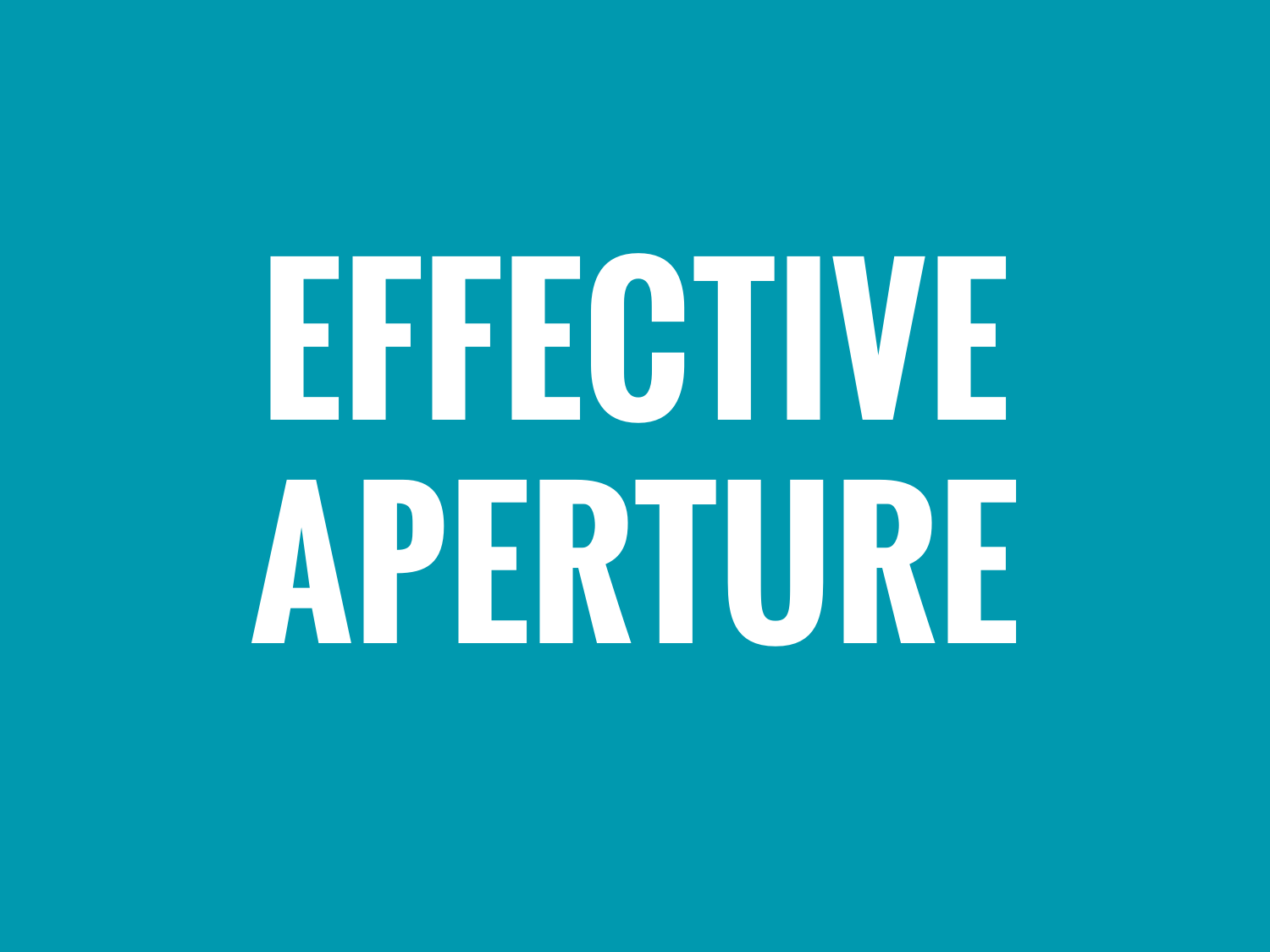# EFFECTIVE APERTURE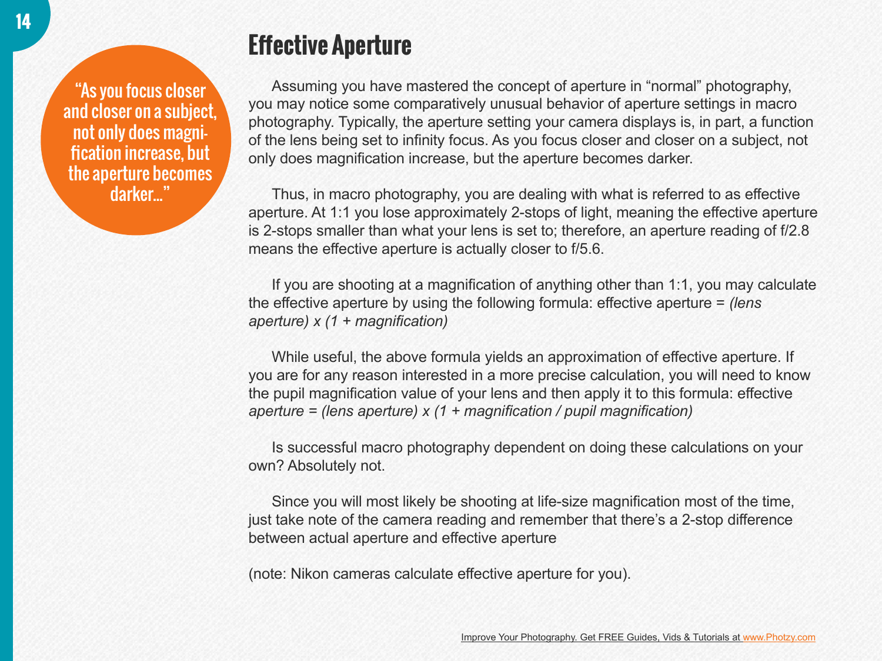> "As you focus closer and closer on a subject, not only does magnification increase, but the aperture becomes darker..."

# Effective Aperture

Assuming you have mastered the concept of aperture in "normal" photography, you may notice some comparatively unusual behavior of aperture settings in macro photography. Typically, the aperture setting your camera displays is, in part, a function of the lens being set to infinity focus. As you focus closer and closer on a subject, not only does magnification increase, but the aperture becomes darker.

Thus, in macro photography, you are dealing with what is referred to as effective aperture. At 1:1 you lose approximately 2-stops of light, meaning the effective aperture is 2-stops smaller than what your lens is set to; therefore, an aperture reading of f/2.8 means the effective aperture is actually closer to f/5.6.

If you are shooting at a magnification of anything other than 1:1, you may calculate the effective aperture by using the following formula: effective aperture = *(lens aperture) x (1 + magnification)*

While useful, the above formula yields an approximation of effective aperture. If you are for any reason interested in a more precise calculation, you will need to know the pupil magnification value of your lens and then apply it to this formula: effective *aperture = (lens aperture) x (1 + magnification / pupil magnification)*

Is successful macro photography dependent on doing these calculations on your own? Absolutely not.

Since you will most likely be shooting at life-size magnification most of the time, just take note of the camera reading and remember that there's a 2-stop difference between actual aperture and effective aperture

(note: Nikon cameras calculate effective aperture for you).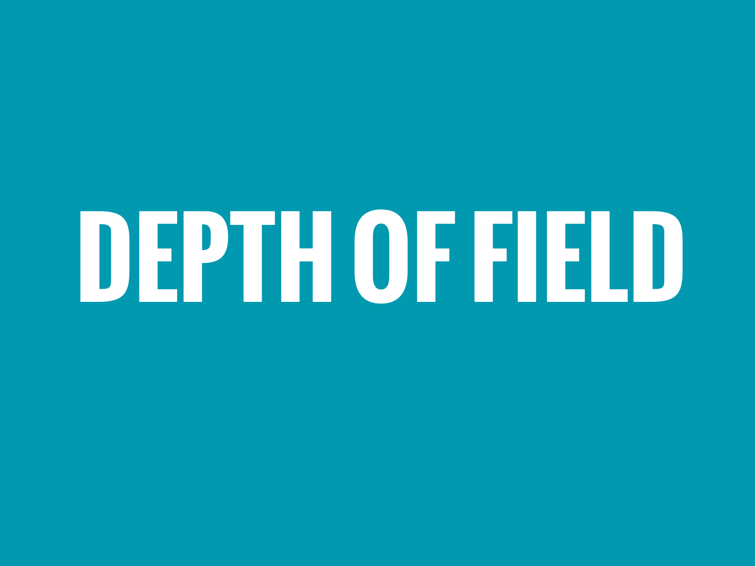# DEPTH OF FIELD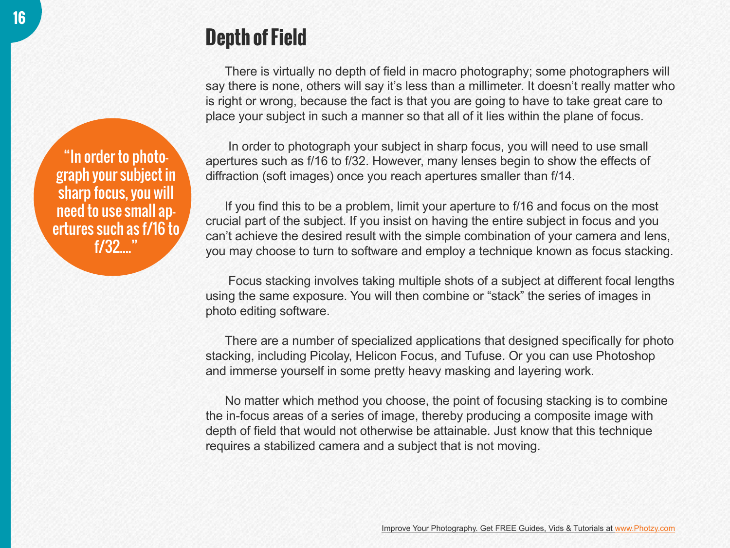# Depth of Field

> "In order to photograph your subject in sharp focus, you will need to use small apertures such as f/16 to f/32...."

There is virtually no depth of field in macro photography; some photographers will say there is none, others will say it's less than a millimeter. It doesn't really matter who is right or wrong, because the fact is that you are going to have to take great care to place your subject in such a manner so that all of it lies within the plane of focus.

In order to photograph your subject in sharp focus, you will need to use small apertures such as f/16 to f/32. However, many lenses begin to show the effects of diffraction (soft images) once you reach apertures smaller than f/14.

If you find this to be a problem, limit your aperture to f/16 and focus on the most crucial part of the subject. If you insist on having the entire subject in focus and you can't achieve the desired result with the simple combination of your camera and lens, you may choose to turn to software and employ a technique known as focus stacking.

Focus stacking involves taking multiple shots of a subject at different focal lengths using the same exposure. You will then combine or "stack" the series of images in photo editing software.

There are a number of specialized applications that designed specifically for photo stacking, including Picolay, Helicon Focus, and Tufuse. Or you can use Photoshop and immerse yourself in some pretty heavy masking and layering work.

No matter which method you choose, the point of focusing stacking is to combine the in-focus areas of a series of image, thereby producing a composite image with depth of field that would not otherwise be attainable. Just know that this technique requires a stabilized camera and a subject that is not moving.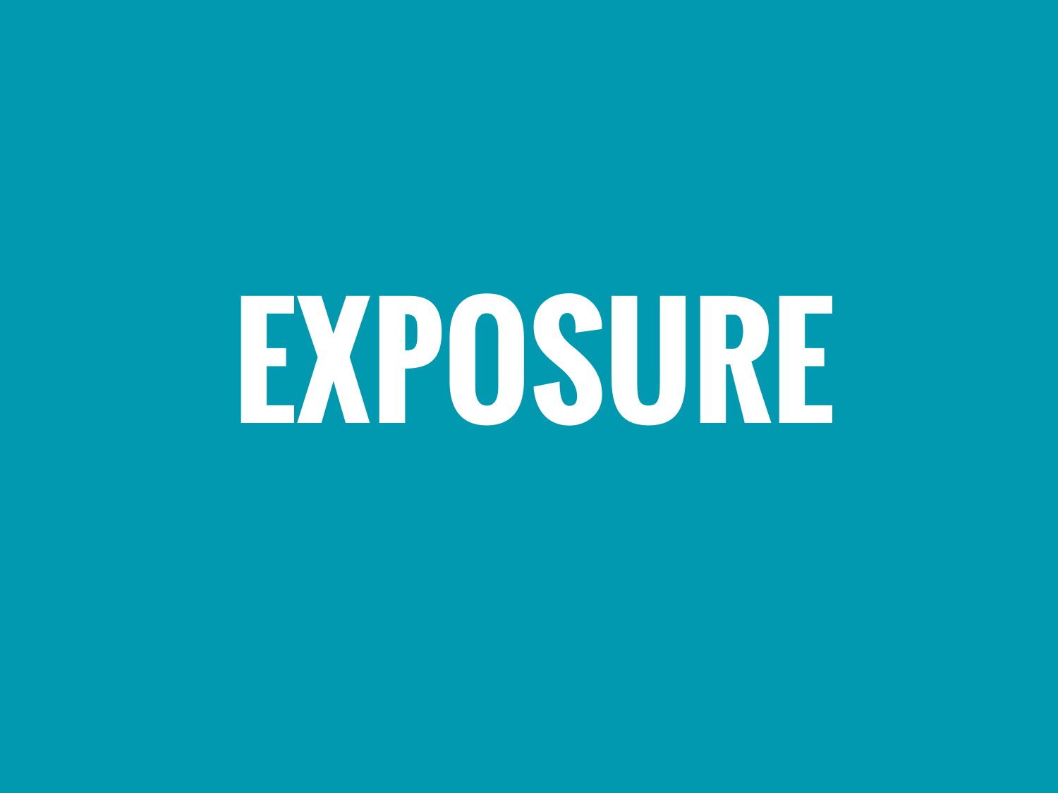# EXPOSURE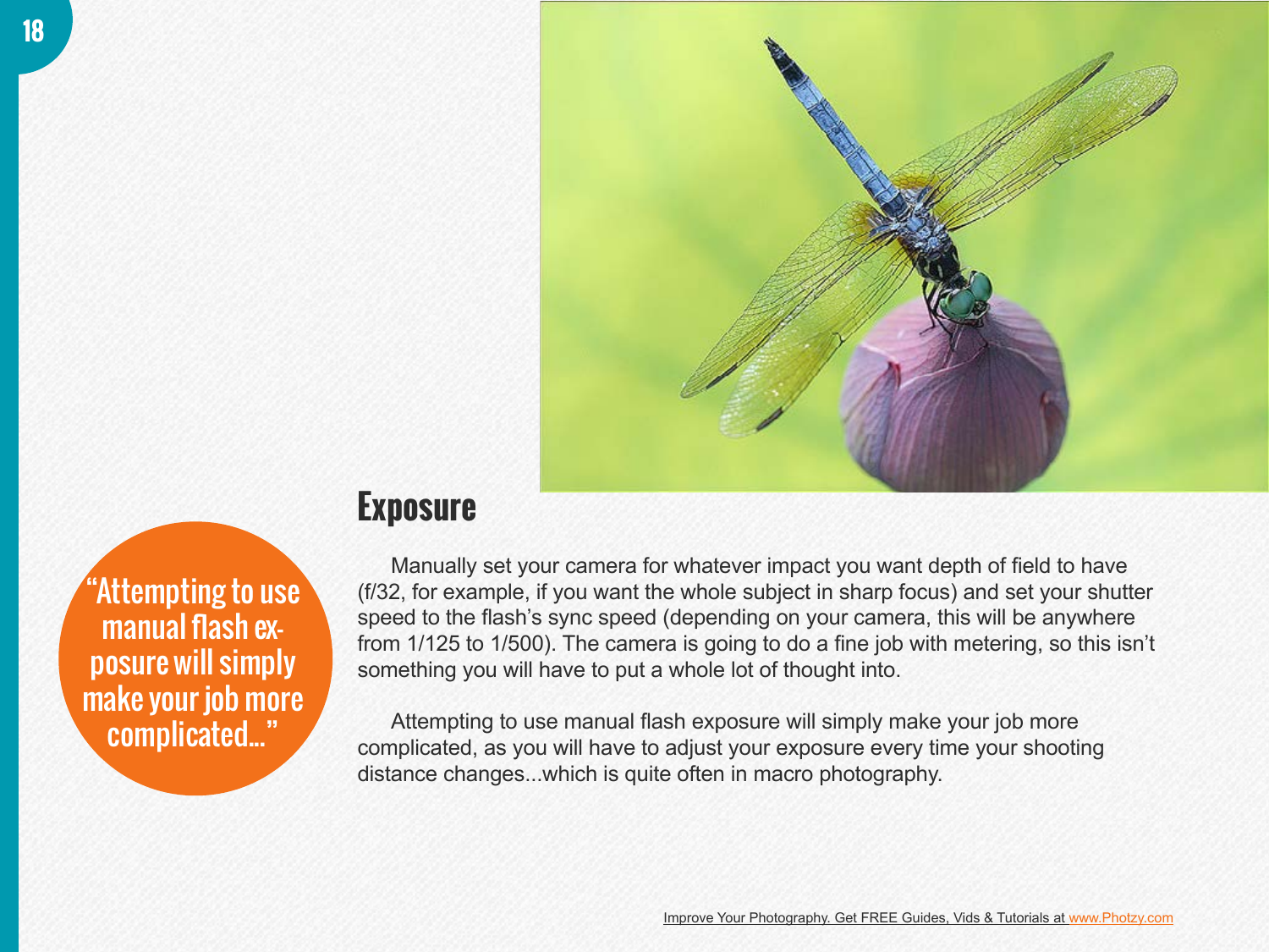## Exposure

> "Attempting to use manual flash exposure will simply make your job more complicated..."

Manually set your camera for whatever impact you want depth of field to have (f/32, for example, if you want the whole subject in sharp focus) and set your shutter speed to the flash's sync speed (depending on your camera, this will be anywhere from 1/125 to 1/500). The camera is going to do a fine job with metering, so this isn't something you will have to put a whole lot of thought into.

Attempting to use manual flash exposure will simply make your job more complicated, as you will have to adjust your exposure every time your shooting distance changes...which is quite often in macro photography.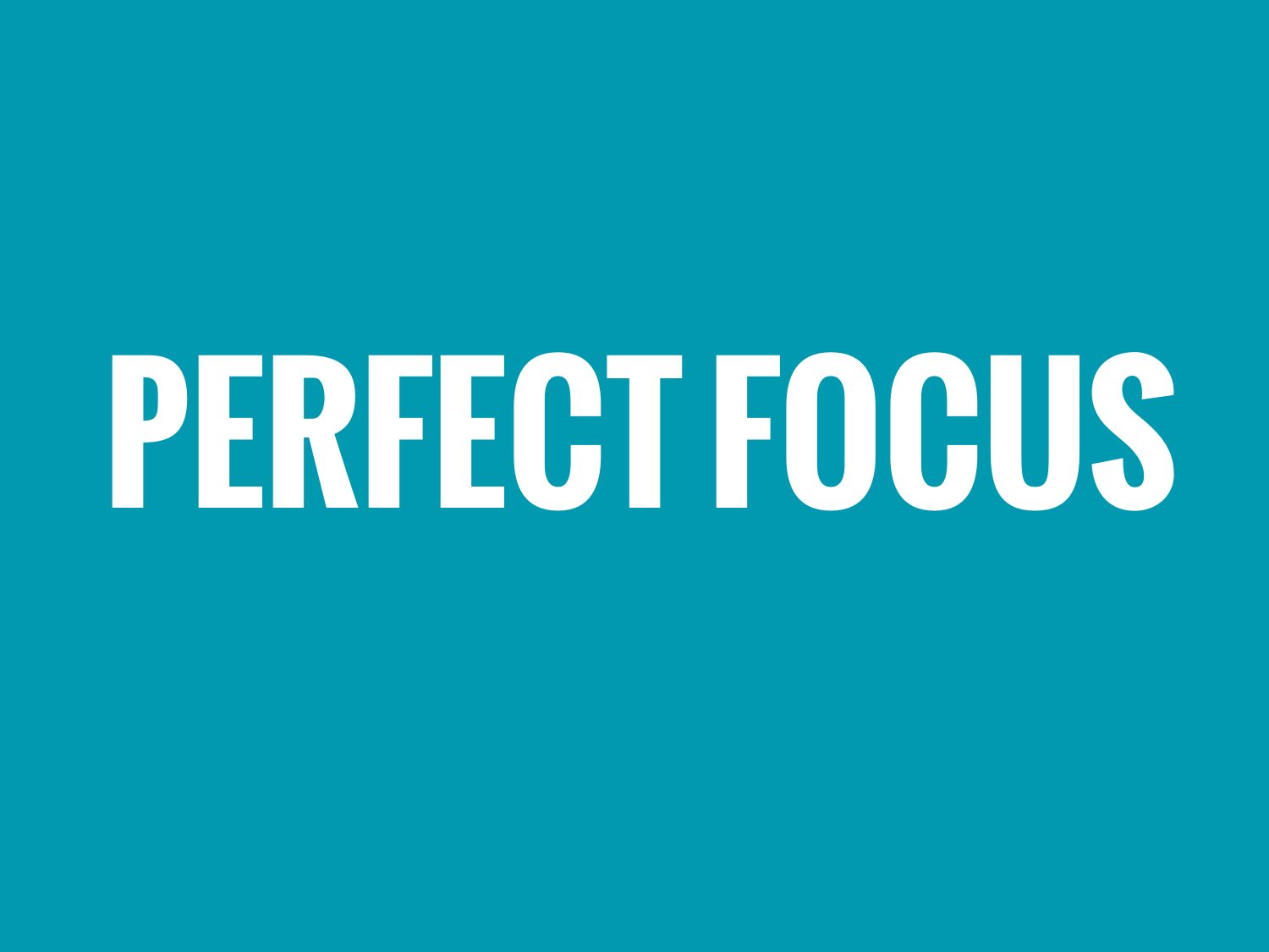# PERFECT FOCUS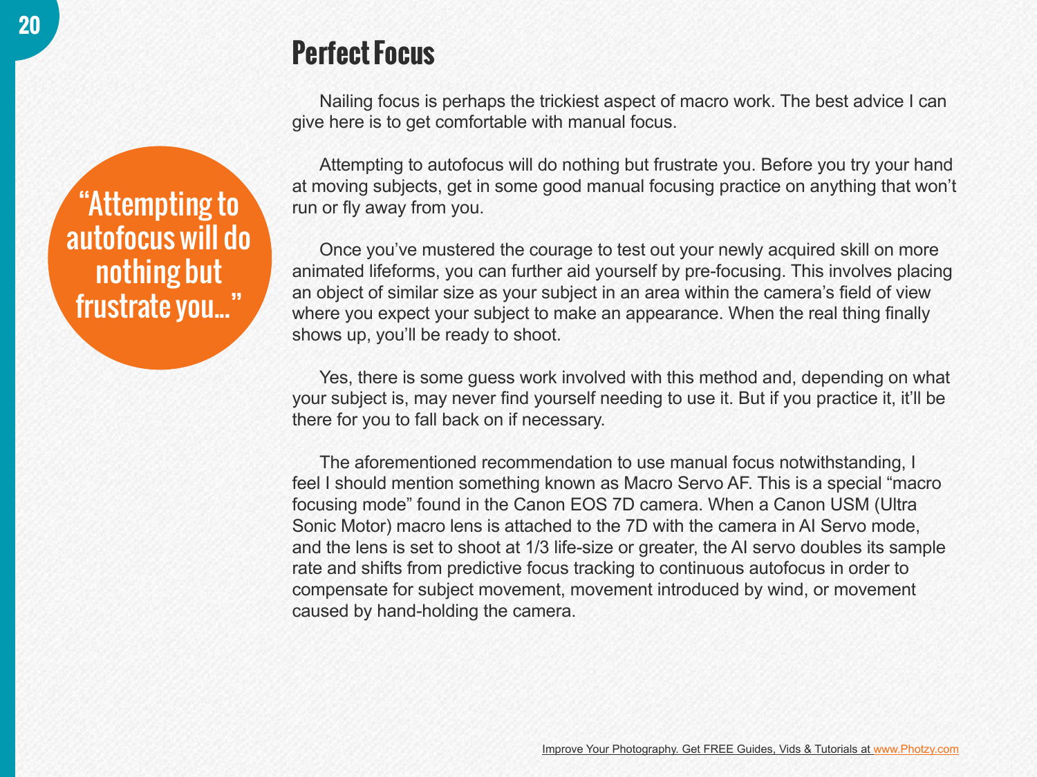## Perfect Focus

Nailing focus is perhaps the trickiest aspect of macro work. The best advice I can give here is to get comfortable with manual focus.

> "Attempting to autofocus will do nothing but frustrate you..."

Attempting to autofocus will do nothing but frustrate you. Before you try your hand at moving subjects, get in some good manual focusing practice on anything that won't run or fly away from you.

Once you've mustered the courage to test out your newly acquired skill on more animated lifeforms, you can further aid yourself by pre-focusing. This involves placing an object of similar size as your subject in an area within the camera's field of view where you expect your subject to make an appearance. When the real thing finally shows up, you'll be ready to shoot.

Yes, there is some guess work involved with this method and, depending on what your subject is, may never find yourself needing to use it. But if you practice it, it'll be there for you to fall back on if necessary.

The aforementioned recommendation to use manual focus notwithstanding, I feel I should mention something known as Macro Servo AF. This is a special "macro focusing mode" found in the Canon EOS 7D camera. When a Canon USM (Ultra Sonic Motor) macro lens is attached to the 7D with the camera in AI Servo mode, and the lens is set to shoot at 1/3 life-size or greater, the AI servo doubles its sample rate and shifts from predictive focus tracking to continuous autofocus in order to compensate for subject movement, movement introduced by wind, or movement caused by hand-holding the camera.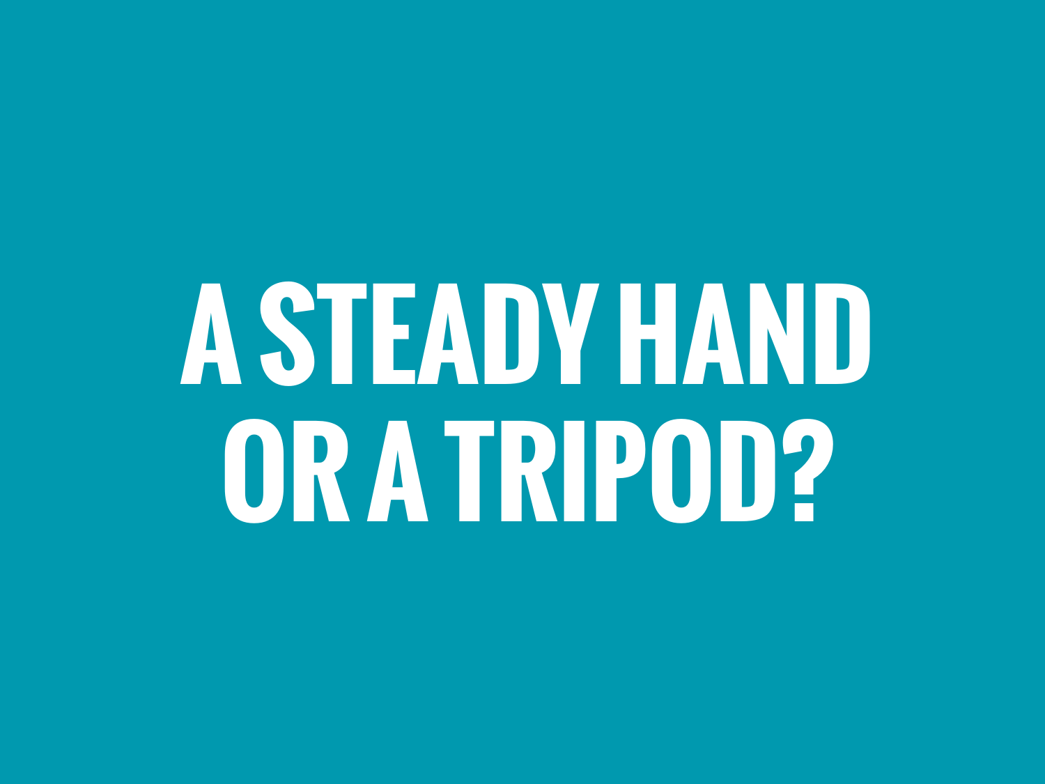# A STEADY HAND OR A TRIPOD?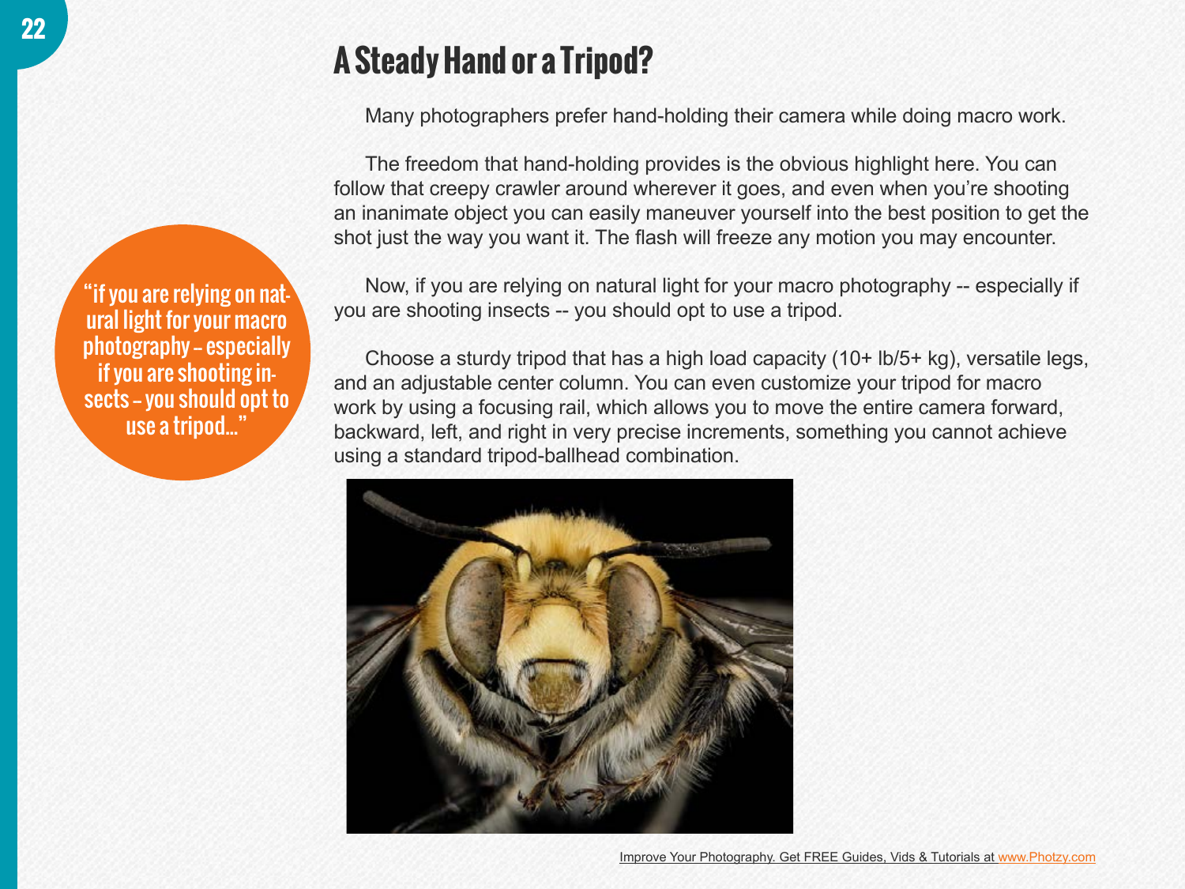# A Steady Hand or a Tripod?

Many photographers prefer hand-holding their camera while doing macro work.

The freedom that hand-holding provides is the obvious highlight here. You can follow that creepy crawler around wherever it goes, and even when you're shooting an inanimate object you can easily maneuver yourself into the best position to get the shot just the way you want it. The flash will freeze any motion you may encounter.

> "if you are relying on natural light for your macro photography – especially if you are shooting insects – you should opt to use a tripod..."

Now, if you are relying on natural light for your macro photography -- especially if you are shooting insects -- you should opt to use a tripod.

Choose a sturdy tripod that has a high load capacity (10+ lb/5+ kg), versatile legs, and an adjustable center column. You can even customize your tripod for macro work by using a focusing rail, which allows you to move the entire camera forward, backward, left, and right in very precise increments, something you cannot achieve using a standard tripod-ballhead combination.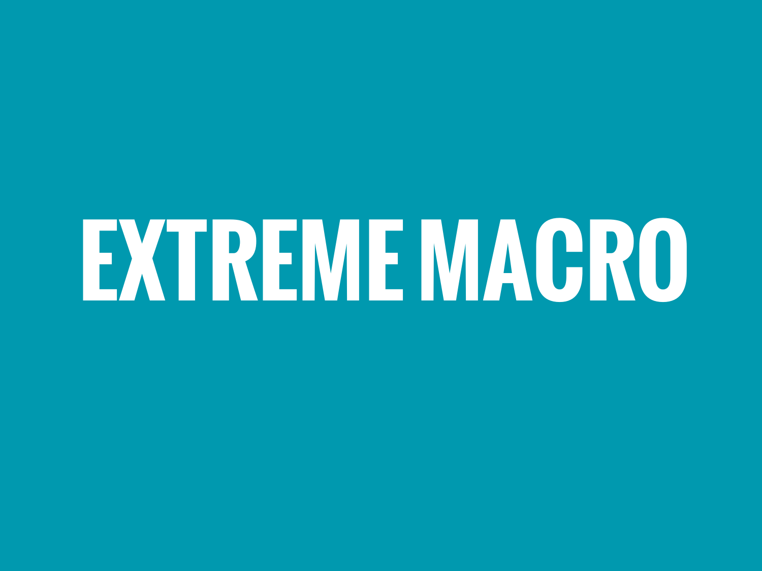# EXTREME MACRO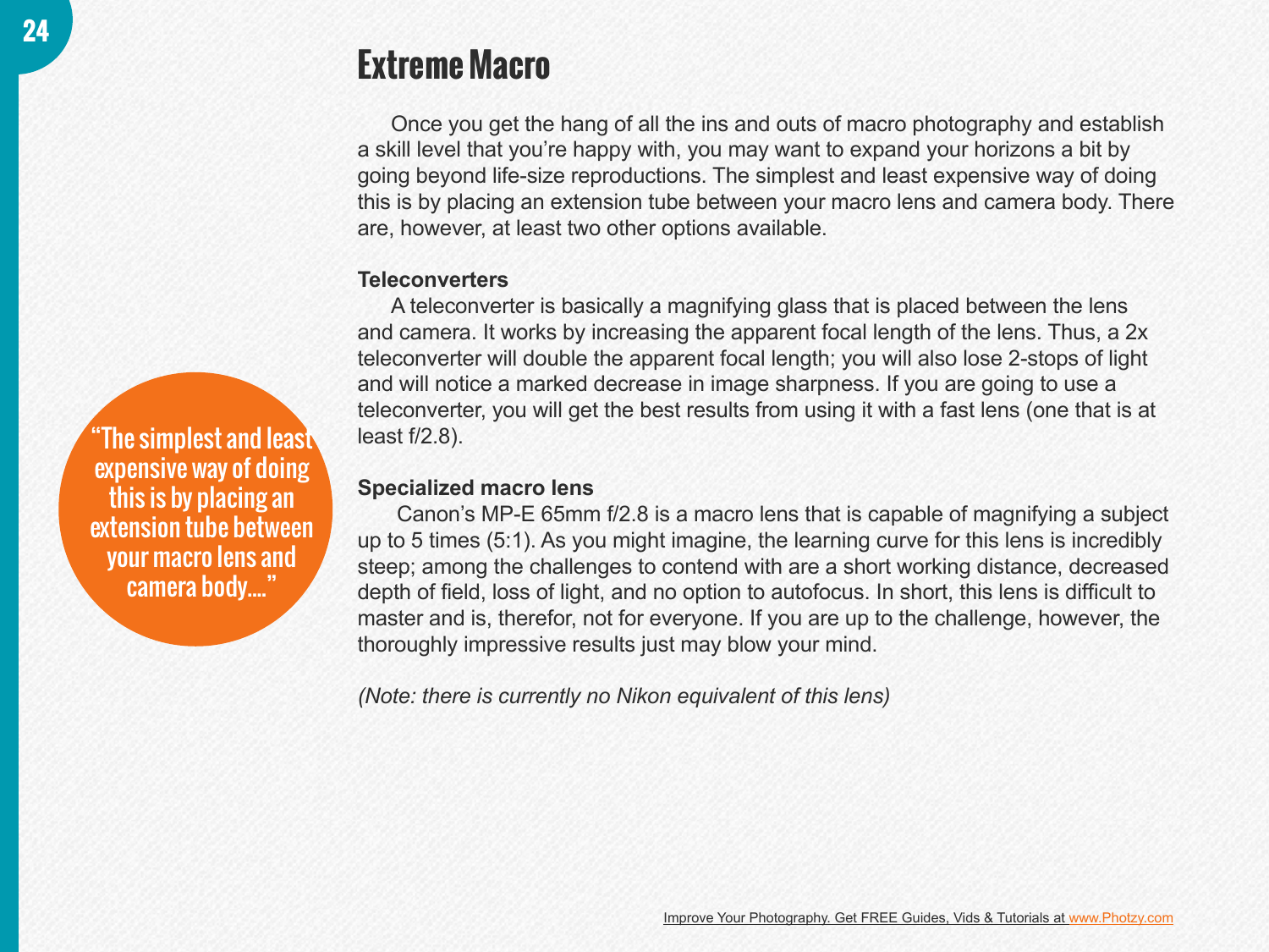# Extreme Macro

Once you get the hang of all the ins and outs of macro photography and establish a skill level that you're happy with, you may want to expand your horizons a bit by going beyond life-size reproductions. The simplest and least expensive way of doing this is by placing an extension tube between your macro lens and camera body. There are, however, at least two other options available.

"The simplest and least expensive way of doing this is by placing an extension tube between your macro lens and camera body...."

**Teleconverters**

A teleconverter is basically a magnifying glass that is placed between the lens and camera. It works by increasing the apparent focal length of the lens. Thus, a 2x teleconverter will double the apparent focal length; you will also lose 2-stops of light and will notice a marked decrease in image sharpness. If you are going to use a teleconverter, you will get the best results from using it with a fast lens (one that is at least f/2.8).

**Specialized macro lens**

Canon's MP-E 65mm f/2.8 is a macro lens that is capable of magnifying a subject up to 5 times (5:1). As you might imagine, the learning curve for this lens is incredibly steep; among the challenges to contend with are a short working distance, decreased depth of field, loss of light, and no option to autofocus. In short, this lens is difficult to master and is, therefor, not for everyone. If you are up to the challenge, however, the thoroughly impressive results just may blow your mind.

*(Note: there is currently no Nikon equivalent of this lens)*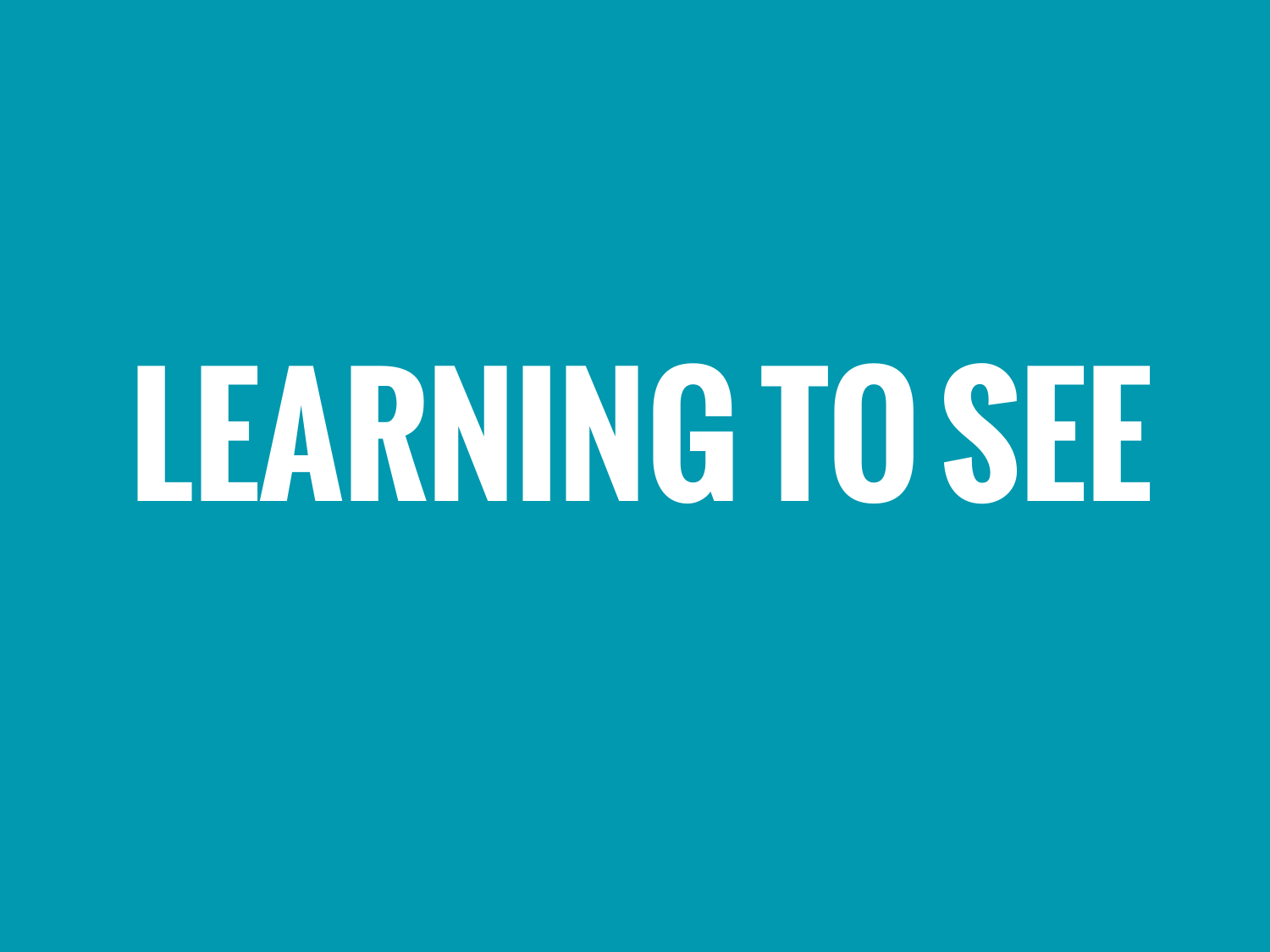# LEARNING TO SEE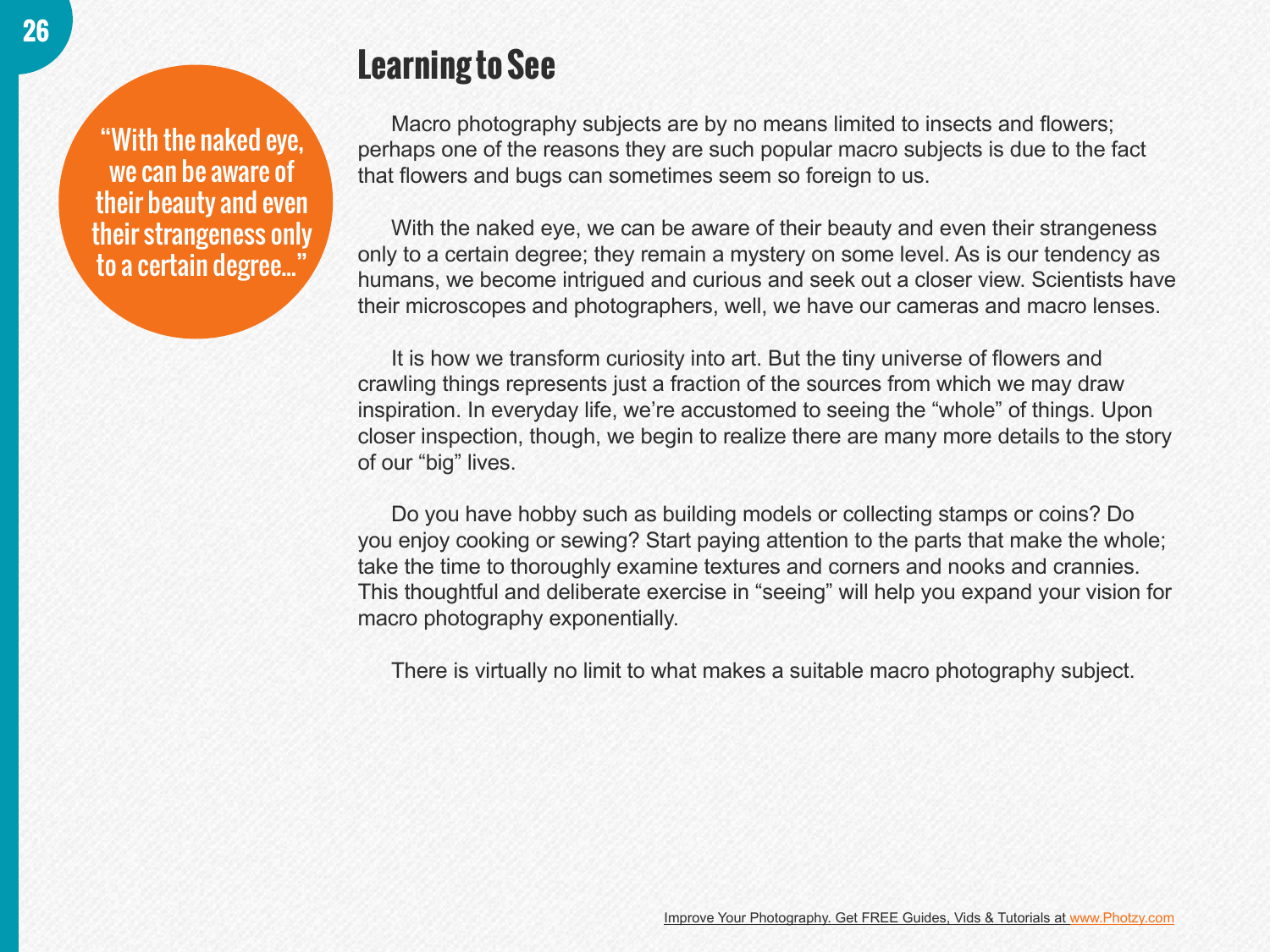> "With the naked eye, we can be aware of their beauty and even their strangeness only to a certain degree..."

## Learning to See

Macro photography subjects are by no means limited to insects and flowers; perhaps one of the reasons they are such popular macro subjects is due to the fact that flowers and bugs can sometimes seem so foreign to us.

With the naked eye, we can be aware of their beauty and even their strangeness only to a certain degree; they remain a mystery on some level. As is our tendency as humans, we become intrigued and curious and seek out a closer view. Scientists have their microscopes and photographers, well, we have our cameras and macro lenses.

It is how we transform curiosity into art. But the tiny universe of flowers and crawling things represents just a fraction of the sources from which we may draw inspiration. In everyday life, we're accustomed to seeing the "whole" of things. Upon closer inspection, though, we begin to realize there are many more details to the story of our "big" lives.

Do you have hobby such as building models or collecting stamps or coins? Do you enjoy cooking or sewing? Start paying attention to the parts that make the whole; take the time to thoroughly examine textures and corners and nooks and crannies. This thoughtful and deliberate exercise in "seeing" will help you expand your vision for macro photography exponentially.

There is virtually no limit to what makes a suitable macro photography subject.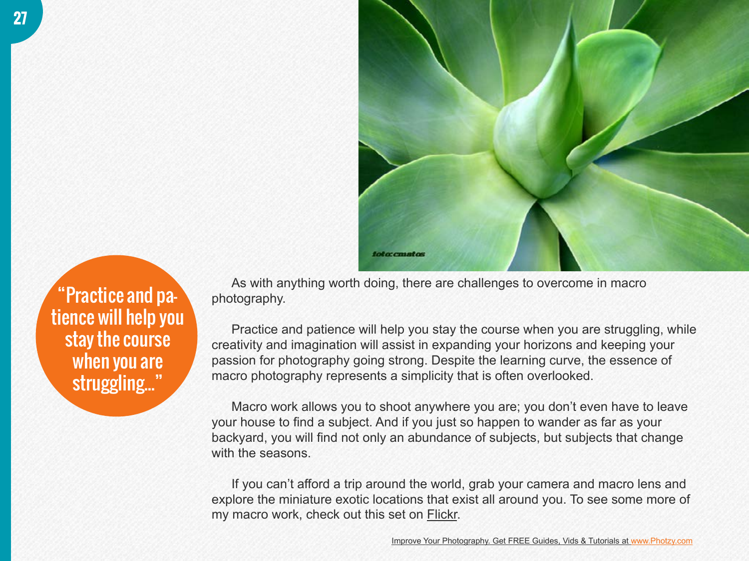"Practice and patience will help you stay the course when you are struggling..."

As with anything worth doing, there are challenges to overcome in macro photography.

Practice and patience will help you stay the course when you are struggling, while creativity and imagination will assist in expanding your horizons and keeping your passion for photography going strong. Despite the learning curve, the essence of macro photography represents a simplicity that is often overlooked.

Macro work allows you to shoot anywhere you are; you don't even have to leave your house to find a subject. And if you just so happen to wander as far as your backyard, you will find not only an abundance of subjects, but subjects that change with the seasons.

If you can't afford a trip around the world, grab your camera and macro lens and explore the miniature exotic locations that exist all around you. To see some more of my macro work, check out this set on Flickr.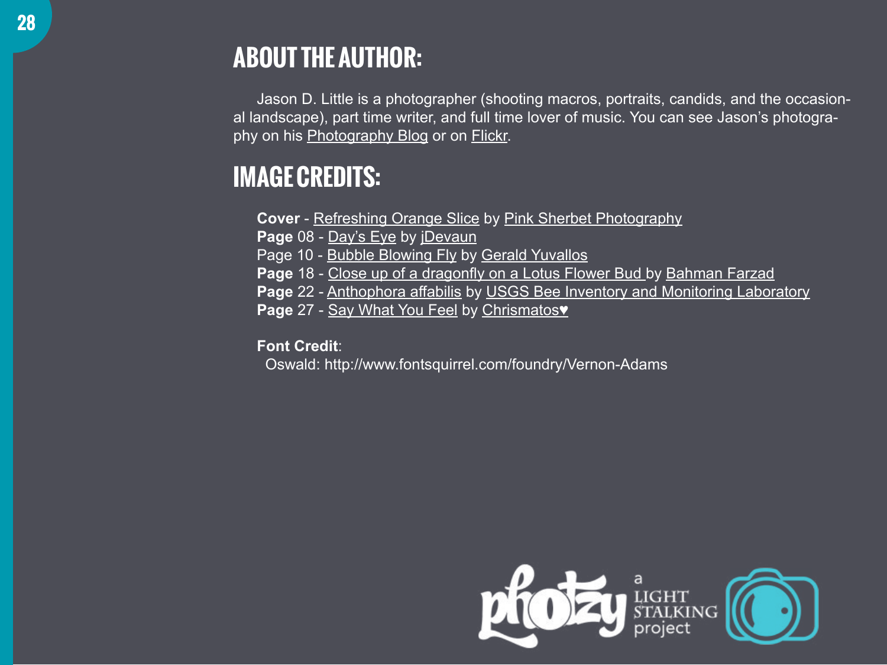## ABOUT THE AUTHOR:

Jason D. Little is a photographer (shooting macros, portraits, candids, and the occasional landscape), part time writer, and full time lover of music. You can see Jason's photography on his Photography Blog or on Flickr.

## IMAGE CREDITS:

**Cover** - Refreshing Orange Slice by Pink Sherbet Photography
**Page** 08 - Day's Eye by jDevaun
Page 10 - Bubble Blowing Fly by Gerald Yuvallos
**Page** 18 - Close up of a dragonfly on a Lotus Flower Bud by Bahman Farzad
**Page** 22 - Anthophora affabilis by USGS Bee Inventory and Monitoring Laboratory
**Page** 27 - Say What You Feel by Chrismatos♥

**Font Credit**:
Oswald: http://www.fontsquirrel.com/foundry/Vernon-Adams

photzy a LIGHT STALKING project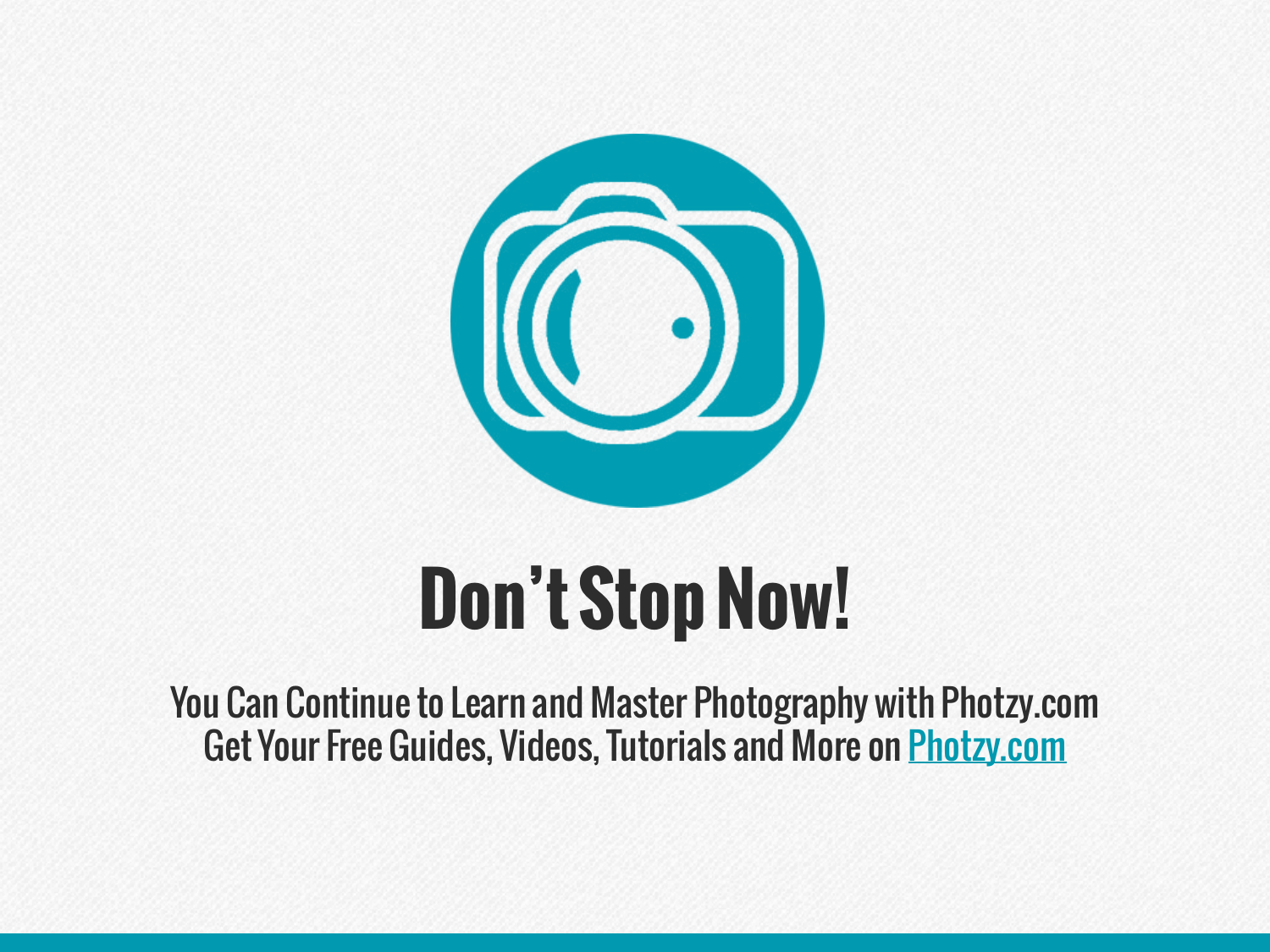# Don't Stop Now!

You Can Continue to Learn and Master Photography with Photzy.com
Get Your Free Guides, Videos, Tutorials and More on Photzy.com